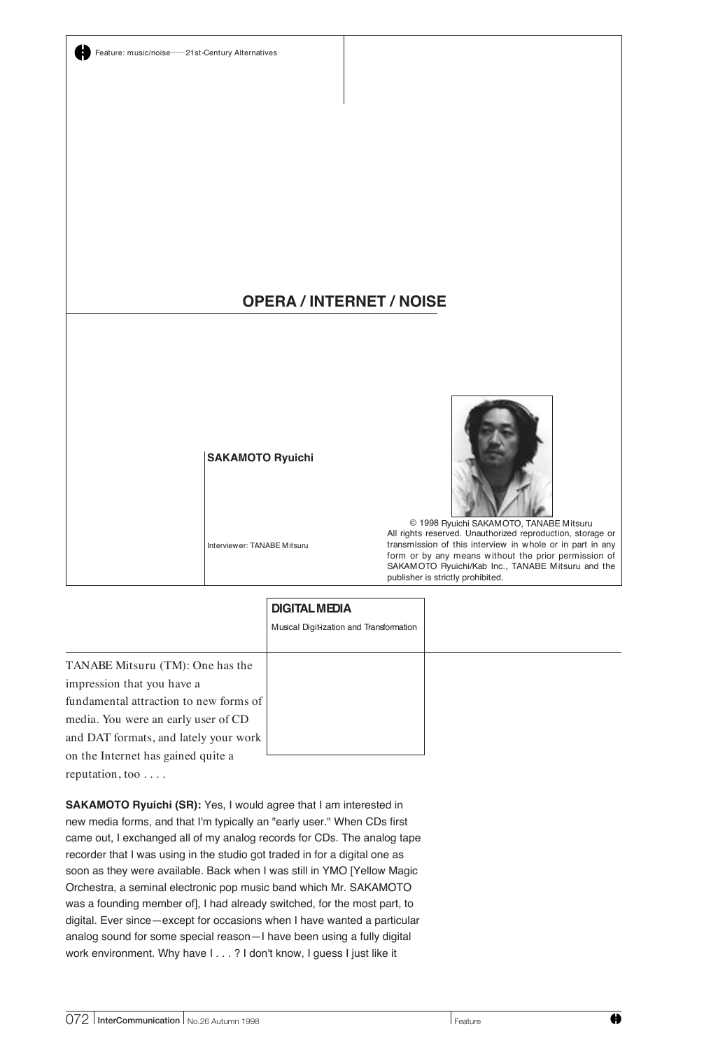Feature: music/noise——21st-Century Alternatives

# OPERA / INTERNET / NOISE

**SAKAMOTO Ryuichi**

Interviewer: TANABE Mitsuru

© 1998 Ryuichi SAKAMOTO, TANABE Mitsuru
All rights reserved. Unauthorized reproduction, storage or transmission of this interview in whole or in part in any form or by any means without the prior permission of SAKAMOTO Ryuichi/Kab Inc., TANABE Mitsuru and the publisher is strictly prohibited.

## DIGITAL MEDIA

Musical Digit-ization and Transformation

TANABE Mitsuru (TM): One has the impression that you have a fundamental attraction to new forms of media. You were an early user of CD and DAT formats, and lately your work on the Internet has gained quite a reputation, too . . . .

**SAKAMOTO Ryuichi (SR):** Yes, I would agree that I am interested in new media forms, and that I'm typically an "early user." When CDs first came out, I exchanged all of my analog records for CDs. The analog tape recorder that I was using in the studio got traded in for a digital one as soon as they were available. Back when I was still in YMO [Yellow Magic Orchestra, a seminal electronic pop music band which Mr. SAKAMOTO was a founding member of], I had already switched, for the most part, to digital. Ever since—except for occasions when I have wanted a particular analog sound for some special reason—I have been using a fully digital work environment. Why have I . . . ? I don't know, I guess I just like it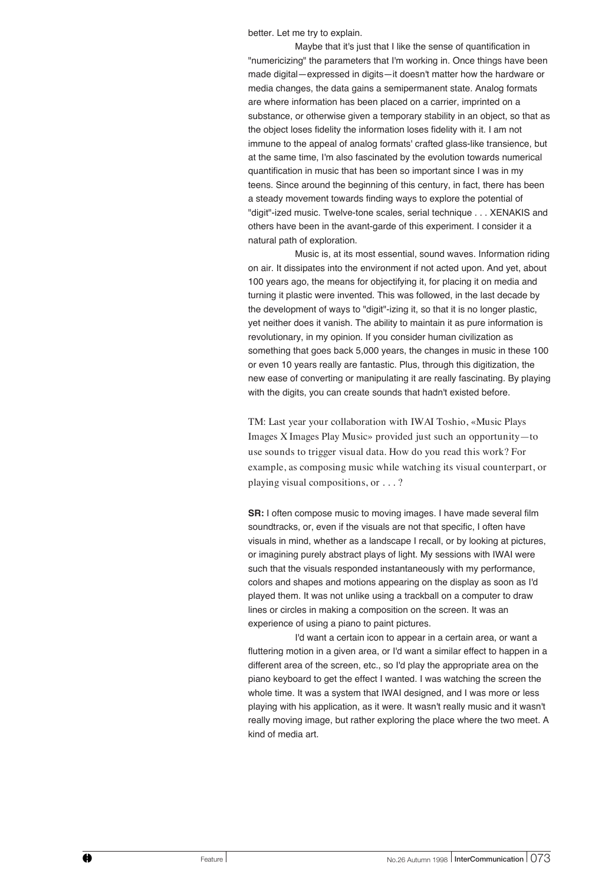better. Let me try to explain.

Maybe that it's just that I like the sense of quantification in "numericizing" the parameters that I'm working in. Once things have been made digital—expressed in digits—it doesn't matter how the hardware or media changes, the data gains a semipermanent state. Analog formats are where information has been placed on a carrier, imprinted on a substance, or otherwise given a temporary stability in an object, so that as the object loses fidelity the information loses fidelity with it. I am not immune to the appeal of analog formats' crafted glass-like transience, but at the same time, I'm also fascinated by the evolution towards numerical quantification in music that has been so important since I was in my teens. Since around the beginning of this century, in fact, there has been a steady movement towards finding ways to explore the potential of "digit"-ized music. Twelve-tone scales, serial technique . . . XENAKIS and others have been in the avant-garde of this experiment. I consider it a natural path of exploration.

Music is, at its most essential, sound waves. Information riding on air. It dissipates into the environment if not acted upon. And yet, about 100 years ago, the means for objectifying it, for placing it on media and turning it plastic were invented. This was followed, in the last decade by the development of ways to "digit"-izing it, so that it is no longer plastic, yet neither does it vanish. The ability to maintain it as pure information is revolutionary, in my opinion. If you consider human civilization as something that goes back 5,000 years, the changes in music in these 100 or even 10 years really are fantastic. Plus, through this digitization, the new ease of converting or manipulating it are really fascinating. By playing with the digits, you can create sounds that hadn't existed before.

TM: Last year your collaboration with IWAI Toshio, «Music Plays Images X Images Play Music» provided just such an opportunity—to use sounds to trigger visual data. How do you read this work? For example, as composing music while watching its visual counterpart, or playing visual compositions, or . . . ?

**SR:** I often compose music to moving images. I have made several film soundtracks, or, even if the visuals are not that specific, I often have visuals in mind, whether as a landscape I recall, or by looking at pictures, or imagining purely abstract plays of light. My sessions with IWAI were such that the visuals responded instantaneously with my performance, colors and shapes and motions appearing on the display as soon as I'd played them. It was not unlike using a trackball on a computer to draw lines or circles in making a composition on the screen. It was an experience of using a piano to paint pictures.

I'd want a certain icon to appear in a certain area, or want a fluttering motion in a given area, or I'd want a similar effect to happen in a different area of the screen, etc., so I'd play the appropriate area on the piano keyboard to get the effect I wanted. I was watching the screen the whole time. It was a system that IWAI designed, and I was more or less playing with his application, as it were. It wasn't really music and it wasn't really moving image, but rather exploring the place where the two meet. A kind of media art.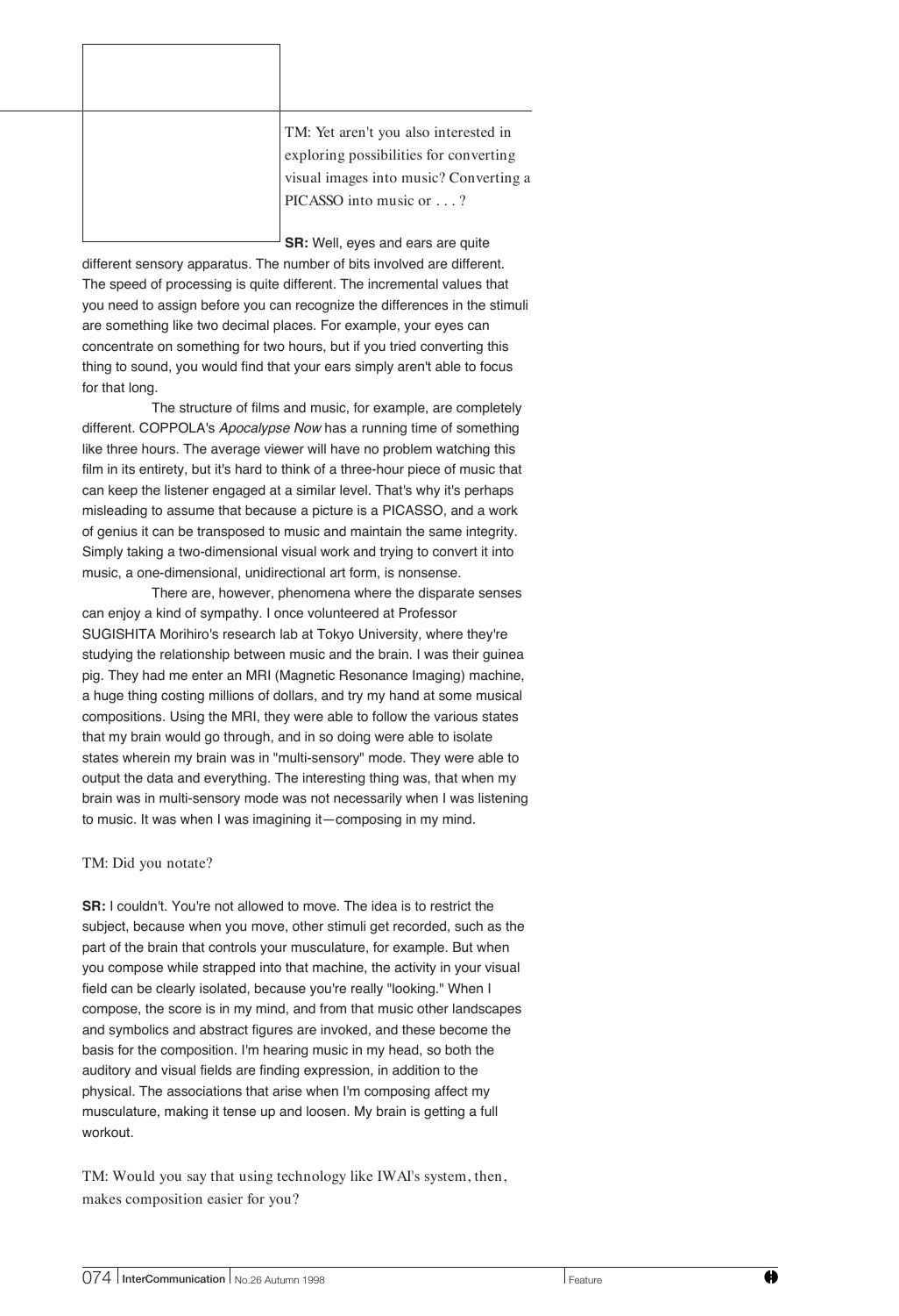TM: Yet aren't you also interested in exploring possibilities for converting visual images into music? Converting a PICASSO into music or . . . ?

**SR:** Well, eyes and ears are quite different sensory apparatus. The number of bits involved are different. The speed of processing is quite different. The incremental values that you need to assign before you can recognize the differences in the stimuli are something like two decimal places. For example, your eyes can concentrate on something for two hours, but if you tried converting this thing to sound, you would find that your ears simply aren't able to focus for that long.

The structure of films and music, for example, are completely different. COPPOLA's *Apocalypse Now* has a running time of something like three hours. The average viewer will have no problem watching this film in its entirety, but it's hard to think of a three-hour piece of music that can keep the listener engaged at a similar level. That's why it's perhaps misleading to assume that because a picture is a PICASSO, and a work of genius it can be transposed to music and maintain the same integrity. Simply taking a two-dimensional visual work and trying to convert it into music, a one-dimensional, unidirectional art form, is nonsense.

There are, however, phenomena where the disparate senses can enjoy a kind of sympathy. I once volunteered at Professor SUGISHITA Morihiro's research lab at Tokyo University, where they're studying the relationship between music and the brain. I was their guinea pig. They had me enter an MRI (Magnetic Resonance Imaging) machine, a huge thing costing millions of dollars, and try my hand at some musical compositions. Using the MRI, they were able to follow the various states that my brain would go through, and in so doing were able to isolate states wherein my brain was in "multi-sensory" mode. They were able to output the data and everything. The interesting thing was, that when my brain was in multi-sensory mode was not necessarily when I was listening to music. It was when I was imagining it—composing in my mind.

TM: Did you notate?

**SR:** I couldn't. You're not allowed to move. The idea is to restrict the subject, because when you move, other stimuli get recorded, such as the part of the brain that controls your musculature, for example. But when you compose while strapped into that machine, the activity in your visual field can be clearly isolated, because you're really "looking." When I compose, the score is in my mind, and from that music other landscapes and symbolics and abstract figures are invoked, and these become the basis for the composition. I'm hearing music in my head, so both the auditory and visual fields are finding expression, in addition to the physical. The associations that arise when I'm composing affect my musculature, making it tense up and loosen. My brain is getting a full workout.

TM: Would you say that using technology like IWAI's system, then, makes composition easier for you?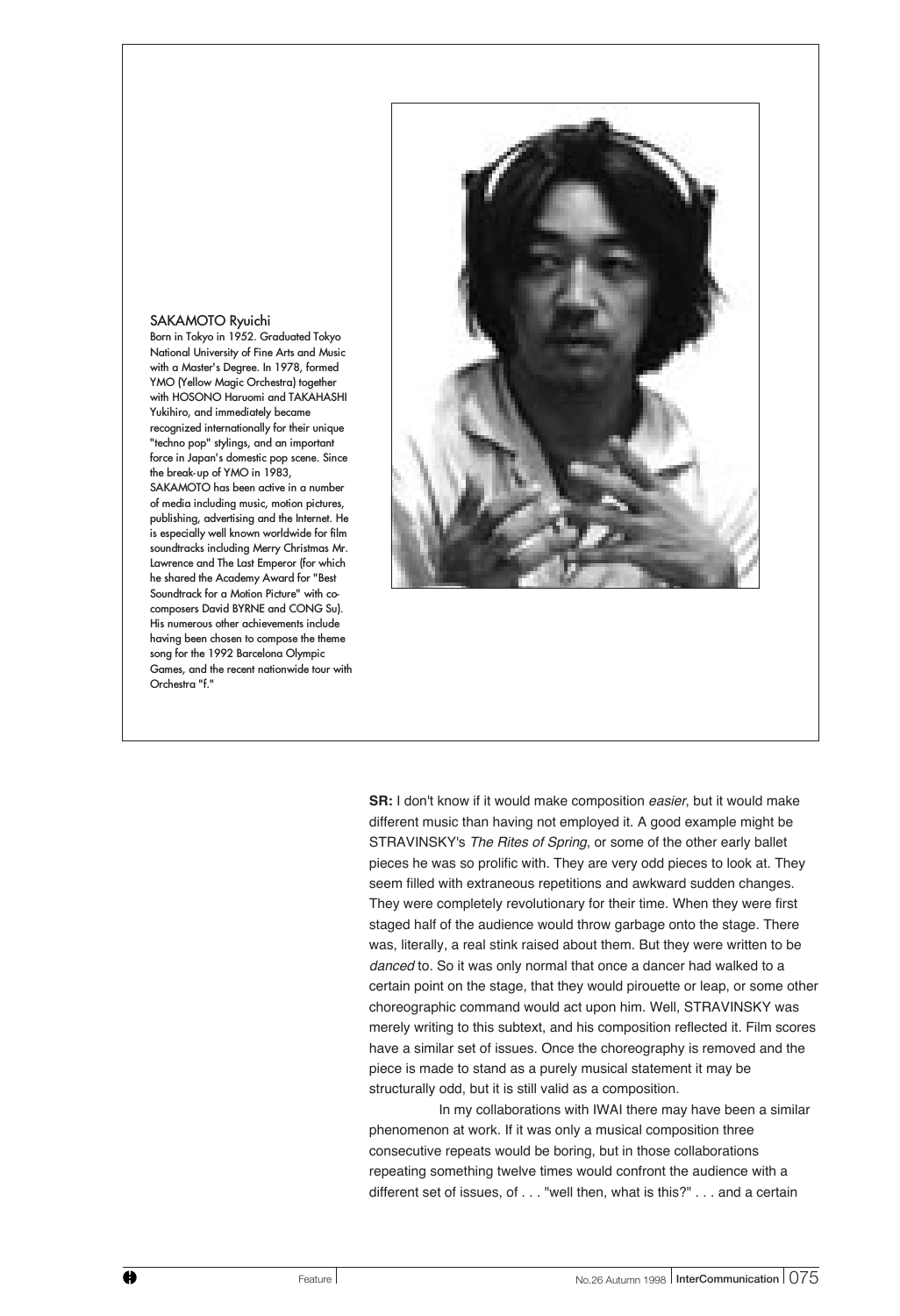**SAKAMOTO Ryuichi**
Born in Tokyo in 1952. Graduated Tokyo National University of Fine Arts and Music with a Master's Degree. In 1978, formed YMO (Yellow Magic Orchestra) together with HOSONO Haruomi and TAKAHASHI Yukihiro, and immediately became recognized internationally for their unique "techno pop" stylings, and an important force in Japan's domestic pop scene. Since the break-up of YMO in 1983, SAKAMOTO has been active in a number of media including music, motion pictures, publishing, advertising and the Internet. He is especially well known worldwide for film soundtracks including Merry Christmas Mr. Lawrence and The Last Emperor (for which he shared the Academy Award for "Best Soundtrack for a Motion Picture" with co-composers David BYRNE and CONG Su). His numerous other achievements include having been chosen to compose the theme song for the 1992 Barcelona Olympic Games, and the recent nationwide tour with Orchestra "f."

**SR:** I don't know if it would make composition *easier*, but it would make different music than having not employed it. A good example might be STRAVINSKY's *The Rites of Spring*, or some of the other early ballet pieces he was so prolific with. They are very odd pieces to look at. They seem filled with extraneous repetitions and awkward sudden changes. They were completely revolutionary for their time. When they were first staged half of the audience would throw garbage onto the stage. There was, literally, a real stink raised about them. But they were written to be *danced* to. So it was only normal that once a dancer had walked to a certain point on the stage, that they would pirouette or leap, or some other choreographic command would act upon him. Well, STRAVINSKY was merely writing to this subtext, and his composition reflected it. Film scores have a similar set of issues. Once the choreography is removed and the piece is made to stand as a purely musical statement it may be structurally odd, but it is still valid as a composition.

In my collaborations with IWAI there may have been a similar phenomenon at work. If it was only a musical composition three consecutive repeats would be boring, but in those collaborations repeating something twelve times would confront the audience with a different set of issues, of . . . "well then, what is this?" . . . and a certain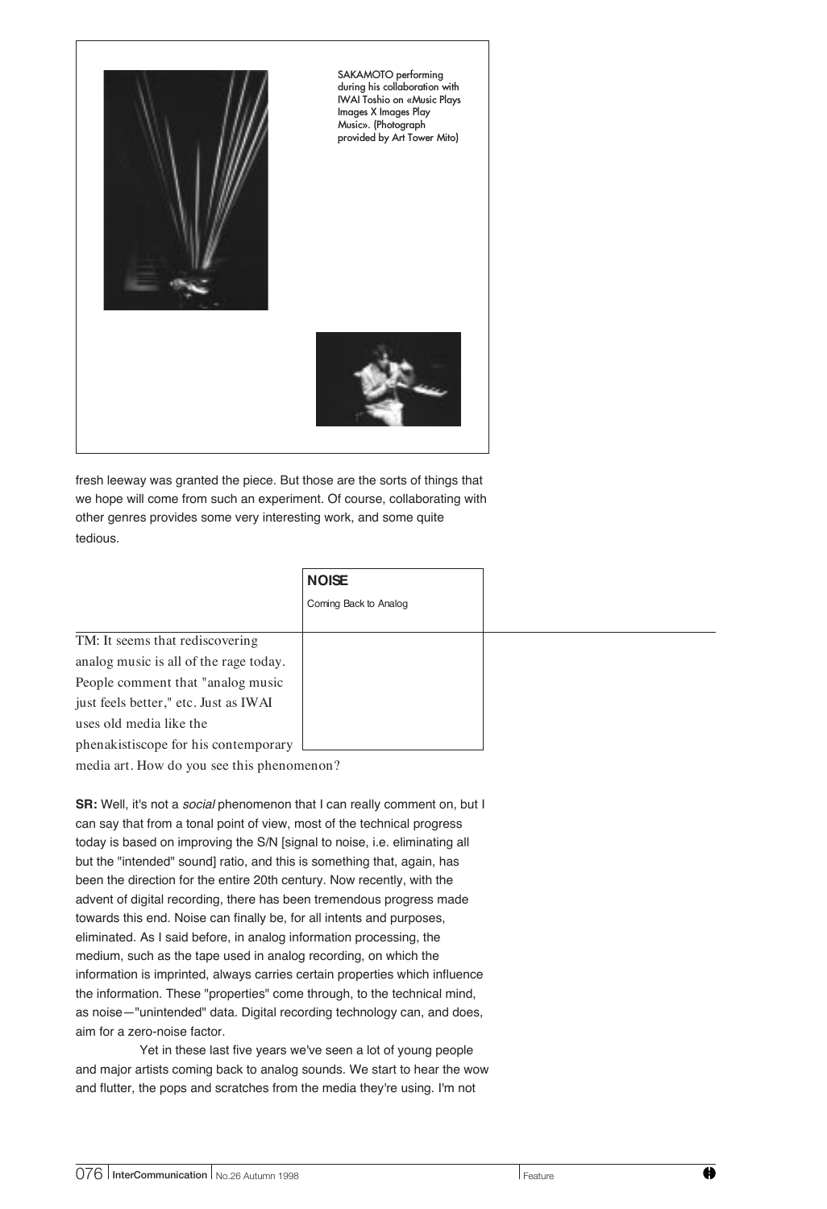SAKAMOTO performing during his collaboration with IWAI Toshio on «Music Plays Images X Images Play Music». (Photograph provided by Art Tower Mito)

fresh leeway was granted the piece. But those are the sorts of things that we hope will come from such an experiment. Of course, collaborating with other genres provides some very interesting work, and some quite tedious.

## NOISE

Coming Back to Analog

TM: It seems that rediscovering analog music is all of the rage today. People comment that "analog music just feels better," etc. Just as IWAI uses old media like the phenakistiscope for his contemporary media art. How do you see this phenomenon?

**SR:** Well, it's not a *social* phenomenon that I can really comment on, but I can say that from a tonal point of view, most of the technical progress today is based on improving the S/N [signal to noise, i.e. eliminating all but the "intended" sound] ratio, and this is something that, again, has been the direction for the entire 20th century. Now recently, with the advent of digital recording, there has been tremendous progress made towards this end. Noise can finally be, for all intents and purposes, eliminated. As I said before, in analog information processing, the medium, such as the tape used in analog recording, on which the information is imprinted, always carries certain properties which influence the information. These "properties" come through, to the technical mind, as noise—"unintended" data. Digital recording technology can, and does, aim for a zero-noise factor.

Yet in these last five years we've seen a lot of young people and major artists coming back to analog sounds. We start to hear the wow and flutter, the pops and scratches from the media they're using. I'm not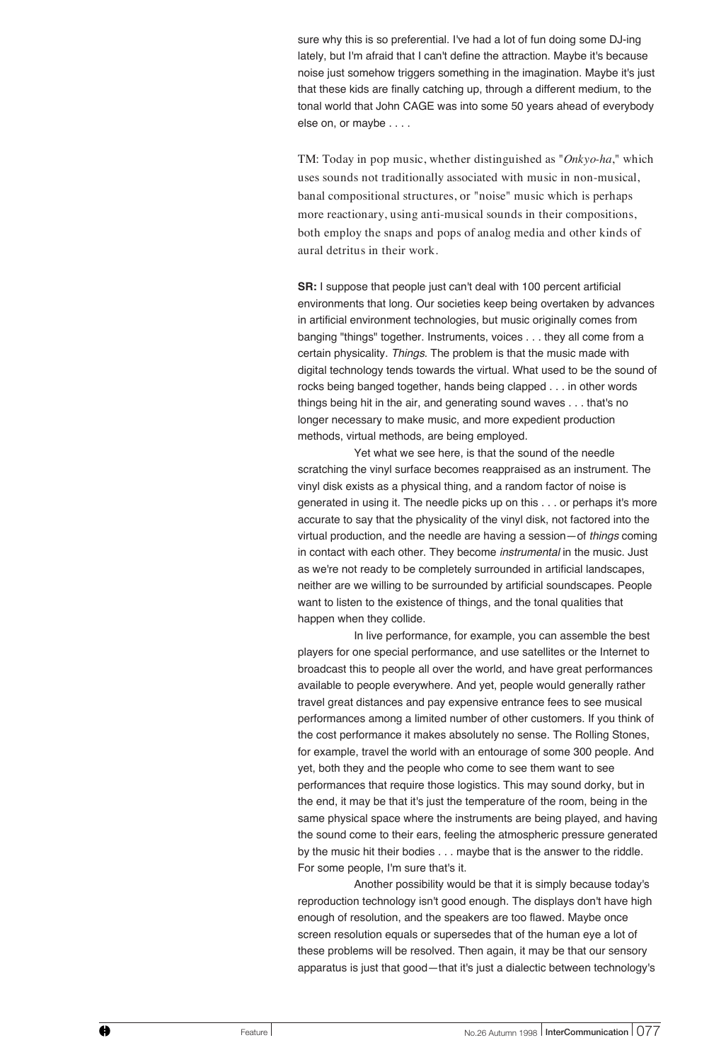sure why this is so preferential. I've had a lot of fun doing some DJ-ing lately, but I'm afraid that I can't define the attraction. Maybe it's because noise just somehow triggers something in the imagination. Maybe it's just that these kids are finally catching up, through a different medium, to the tonal world that John CAGE was into some 50 years ahead of everybody else on, or maybe . . . .

TM: Today in pop music, whether distinguished as "*Onkyo-ha*," which uses sounds not traditionally associated with music in non-musical, banal compositional structures, or "noise" music which is perhaps more reactionary, using anti-musical sounds in their compositions, both employ the snaps and pops of analog media and other kinds of aural detritus in their work.

**SR:** I suppose that people just can't deal with 100 percent artificial environments that long. Our societies keep being overtaken by advances in artificial environment technologies, but music originally comes from banging "things" together. Instruments, voices . . . they all come from a certain physicality. *Things*. The problem is that the music made with digital technology tends towards the virtual. What used to be the sound of rocks being banged together, hands being clapped . . . in other words things being hit in the air, and generating sound waves . . . that's no longer necessary to make music, and more expedient production methods, virtual methods, are being employed.

Yet what we see here, is that the sound of the needle scratching the vinyl surface becomes reappraised as an instrument. The vinyl disk exists as a physical thing, and a random factor of noise is generated in using it. The needle picks up on this . . . or perhaps it's more accurate to say that the physicality of the vinyl disk, not factored into the virtual production, and the needle are having a session—of *things* coming in contact with each other. They become *instrumental* in the music. Just as we're not ready to be completely surrounded in artificial landscapes, neither are we willing to be surrounded by artificial soundscapes. People want to listen to the existence of things, and the tonal qualities that happen when they collide.

In live performance, for example, you can assemble the best players for one special performance, and use satellites or the Internet to broadcast this to people all over the world, and have great performances available to people everywhere. And yet, people would generally rather travel great distances and pay expensive entrance fees to see musical performances among a limited number of other customers. If you think of the cost performance it makes absolutely no sense. The Rolling Stones, for example, travel the world with an entourage of some 300 people. And yet, both they and the people who come to see them want to see performances that require those logistics. This may sound dorky, but in the end, it may be that it's just the temperature of the room, being in the same physical space where the instruments are being played, and having the sound come to their ears, feeling the atmospheric pressure generated by the music hit their bodies . . . maybe that is the answer to the riddle. For some people, I'm sure that's it.

Another possibility would be that it is simply because today's reproduction technology isn't good enough. The displays don't have high enough of resolution, and the speakers are too flawed. Maybe once screen resolution equals or supersedes that of the human eye a lot of these problems will be resolved. Then again, it may be that our sensory apparatus is just that good—that it's just a dialectic between technology's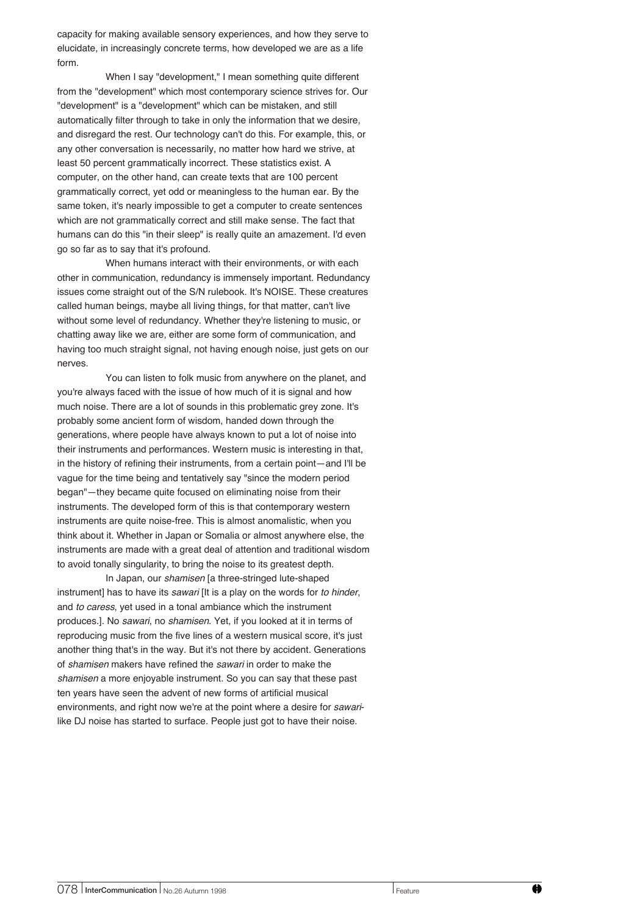capacity for making available sensory experiences, and how they serve to elucidate, in increasingly concrete terms, how developed we are as a life form.

When I say "development," I mean something quite different from the "development" which most contemporary science strives for. Our "development" is a "development" which can be mistaken, and still automatically filter through to take in only the information that we desire, and disregard the rest. Our technology can't do this. For example, this, or any other conversation is necessarily, no matter how hard we strive, at least 50 percent grammatically incorrect. These statistics exist. A computer, on the other hand, can create texts that are 100 percent grammatically correct, yet odd or meaningless to the human ear. By the same token, it's nearly impossible to get a computer to create sentences which are not grammatically correct and still make sense. The fact that humans can do this "in their sleep" is really quite an amazement. I'd even go so far as to say that it's profound.

When humans interact with their environments, or with each other in communication, redundancy is immensely important. Redundancy issues come straight out of the S/N rulebook. It's NOISE. These creatures called human beings, maybe all living things, for that matter, can't live without some level of redundancy. Whether they're listening to music, or chatting away like we are, either are some form of communication, and having too much straight signal, not having enough noise, just gets on our nerves.

You can listen to folk music from anywhere on the planet, and you're always faced with the issue of how much of it is signal and how much noise. There are a lot of sounds in this problematic grey zone. It's probably some ancient form of wisdom, handed down through the generations, where people have always known to put a lot of noise into their instruments and performances. Western music is interesting in that, in the history of refining their instruments, from a certain point—and I'll be vague for the time being and tentatively say "since the modern period began"—they became quite focused on eliminating noise from their instruments. The developed form of this is that contemporary western instruments are quite noise-free. This is almost anomalistic, when you think about it. Whether in Japan or Somalia or almost anywhere else, the instruments are made with a great deal of attention and traditional wisdom to avoid tonally singularity, to bring the noise to its greatest depth.

In Japan, our *shamisen* [a three-stringed lute-shaped instrument] has to have its *sawari* [It is a play on the words for *to hinder*, and *to caress*, yet used in a tonal ambiance which the instrument produces.]. No *sawari*, no *shamisen*. Yet, if you looked at it in terms of reproducing music from the five lines of a western musical score, it's just another thing that's in the way. But it's not there by accident. Generations of *shamisen* makers have refined the *sawari* in order to make the *shamisen* a more enjoyable instrument. So you can say that these past ten years have seen the advent of new forms of artificial musical environments, and right now we're at the point where a desire for *sawari*-like DJ noise has started to surface. People just got to have their noise.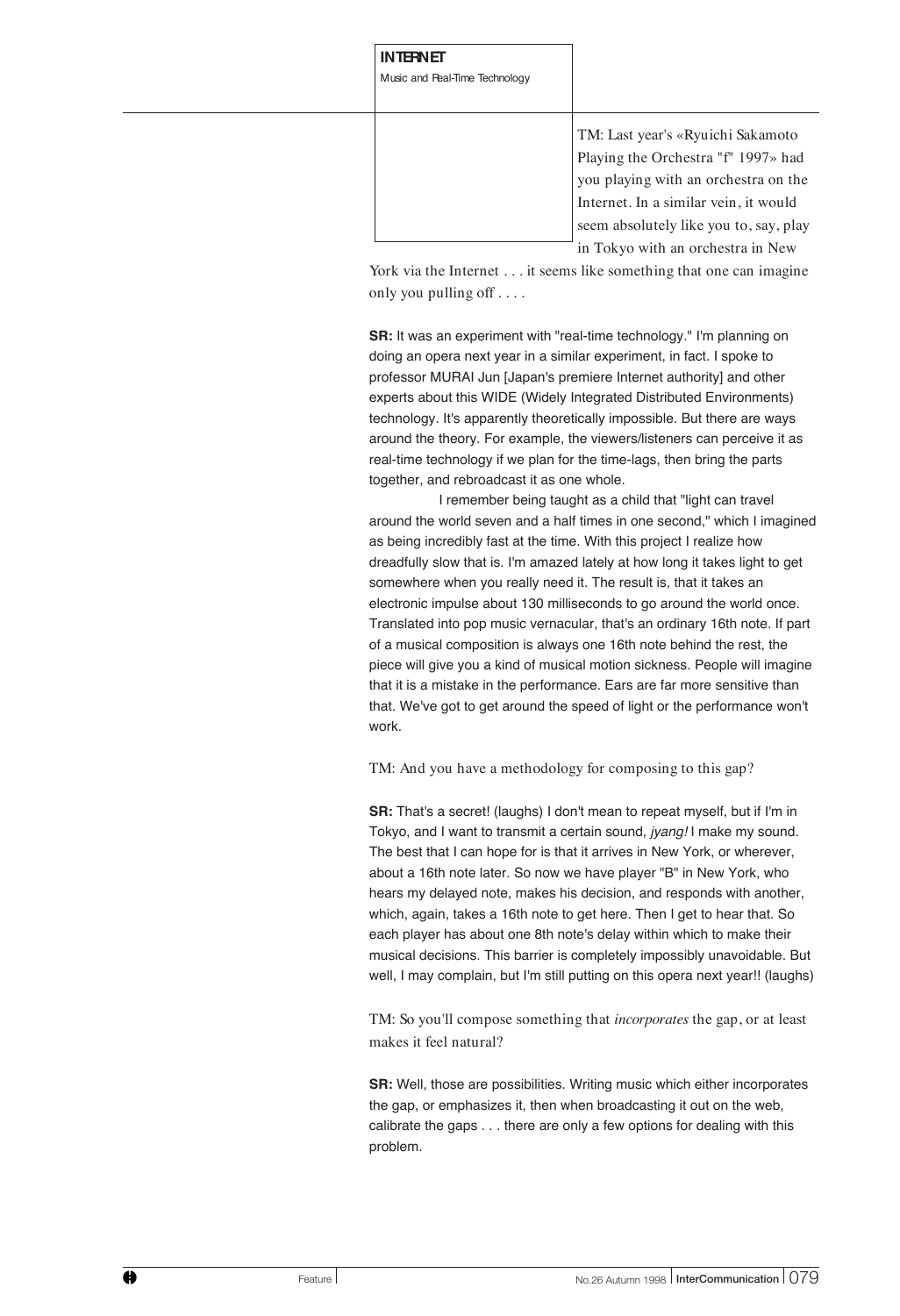TM: Last year's «Ryuichi Sakamoto Playing the Orchestra "f" 1997» had you playing with an orchestra on the Internet. In a similar vein, it would seem absolutely like you to, say, play in Tokyo with an orchestra in New York via the Internet . . . it seems like something that one can imagine only you pulling off . . . .

**SR:** It was an experiment with "real-time technology." I'm planning on doing an opera next year in a similar experiment, in fact. I spoke to professor MURAI Jun [Japan's premiere Internet authority] and other experts about this WIDE (Widely Integrated Distributed Environments) technology. It's apparently theoretically impossible. But there are ways around the theory. For example, the viewers/listeners can perceive it as real-time technology if we plan for the time-lags, then bring the parts together, and rebroadcast it as one whole.

I remember being taught as a child that "light can travel around the world seven and a half times in one second," which I imagined as being incredibly fast at the time. With this project I realize how dreadfully slow that is. I'm amazed lately at how long it takes light to get somewhere when you really need it. The result is, that it takes an electronic impulse about 130 milliseconds to go around the world once. Translated into pop music vernacular, that's an ordinary 16th note. If part of a musical composition is always one 16th note behind the rest, the piece will give you a kind of musical motion sickness. People will imagine that it is a mistake in the performance. Ears are far more sensitive than that. We've got to get around the speed of light or the performance won't work.

TM: And you have a methodology for composing to this gap?

**SR:** That's a secret! (laughs) I don't mean to repeat myself, but if I'm in Tokyo, and I want to transmit a certain sound, *jyang!* I make my sound. The best that I can hope for is that it arrives in New York, or wherever, about a 16th note later. So now we have player "B" in New York, who hears my delayed note, makes his decision, and responds with another, which, again, takes a 16th note to get here. Then I get to hear that. So each player has about one 8th note's delay within which to make their musical decisions. This barrier is completely impossibly unavoidable. But well, I may complain, but I'm still putting on this opera next year!! (laughs)

TM: So you'll compose something that *incorporates* the gap, or at least makes it feel natural?

**SR:** Well, those are possibilities. Writing music which either incorporates the gap, or emphasizes it, then when broadcasting it out on the web, calibrate the gaps . . . there are only a few options for dealing with this problem.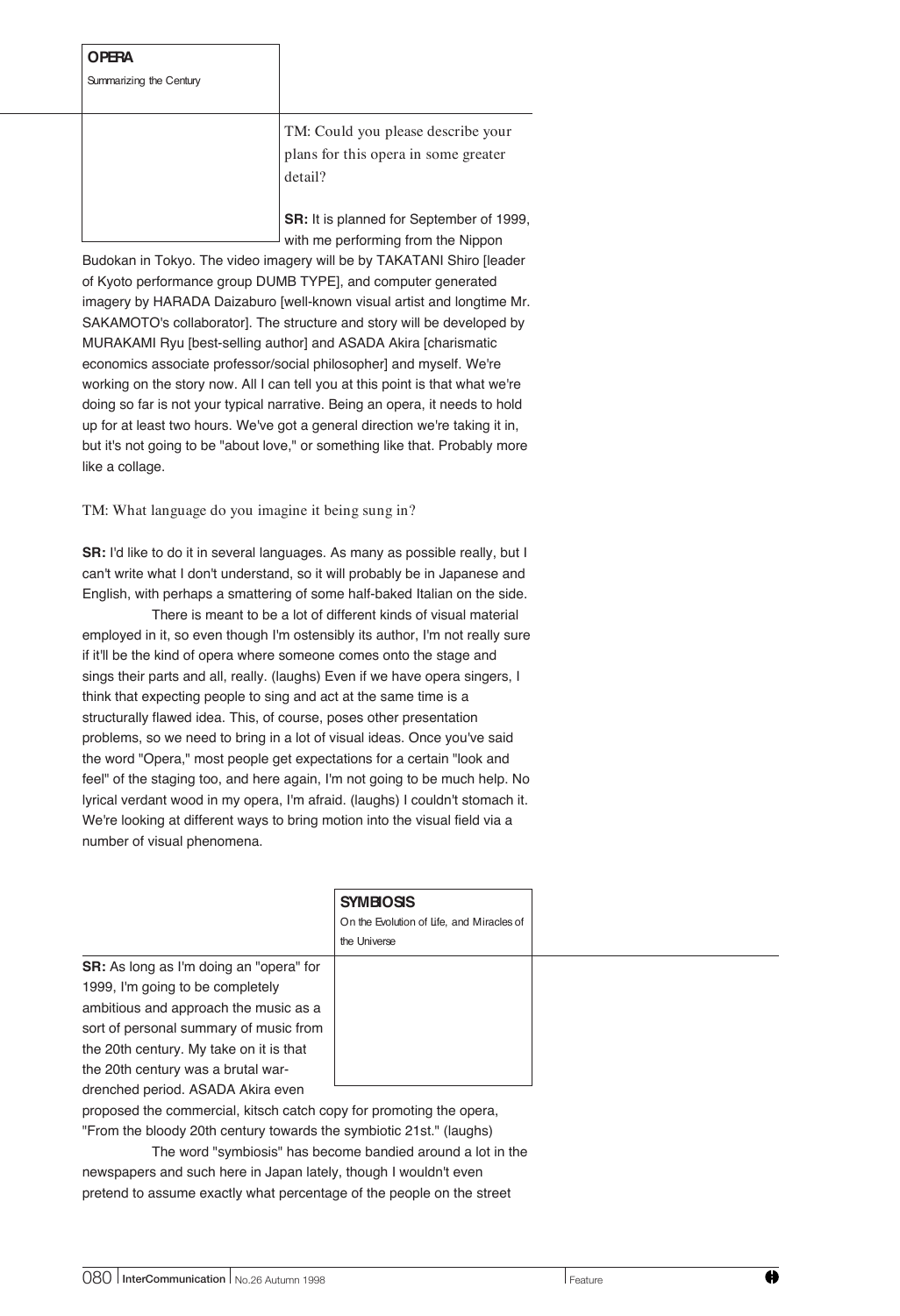## OPERA

Summarizing the Century

TM: Could you please describe your plans for this opera in some greater detail?

**SR:** It is planned for September of 1999, with me performing from the Nippon Budokan in Tokyo. The video imagery will be by TAKATANI Shiro [leader of Kyoto performance group DUMB TYPE], and computer generated imagery by HARADA Daizaburo [well-known visual artist and longtime Mr. SAKAMOTO's collaborator]. The structure and story will be developed by MURAKAMI Ryu [best-selling author] and ASADA Akira [charismatic economics associate professor/social philosopher] and myself. We're working on the story now. All I can tell you at this point is that what we're doing so far is not your typical narrative. Being an opera, it needs to hold up for at least two hours. We've got a general direction we're taking it in, but it's not going to be "about love," or something like that. Probably more like a collage.

TM: What language do you imagine it being sung in?

**SR:** I'd like to do it in several languages. As many as possible really, but I can't write what I don't understand, so it will probably be in Japanese and English, with perhaps a smattering of some half-baked Italian on the side.

There is meant to be a lot of different kinds of visual material employed in it, so even though I'm ostensibly its author, I'm not really sure if it'll be the kind of opera where someone comes onto the stage and sings their parts and all, really. (laughs) Even if we have opera singers, I think that expecting people to sing and act at the same time is a structurally flawed idea. This, of course, poses other presentation problems, so we need to bring in a lot of visual ideas. Once you've said the word "Opera," most people get expectations for a certain "look and feel" of the staging too, and here again, I'm not going to be much help. No lyrical verdant wood in my opera, I'm afraid. (laughs) I couldn't stomach it. We're looking at different ways to bring motion into the visual field via a number of visual phenomena.

## SYMBIOSIS

On the Evolution of Life, and Miracles of the Universe

**SR:** As long as I'm doing an "opera" for 1999, I'm going to be completely ambitious and approach the music as a sort of personal summary of music from the 20th century. My take on it is that the 20th century was a brutal war-drenched period. ASADA Akira even proposed the commercial, kitsch catch copy for promoting the opera, "From the bloody 20th century towards the symbiotic 21st." (laughs)

The word "symbiosis" has become bandied around a lot in the newspapers and such here in Japan lately, though I wouldn't even pretend to assume exactly what percentage of the people on the street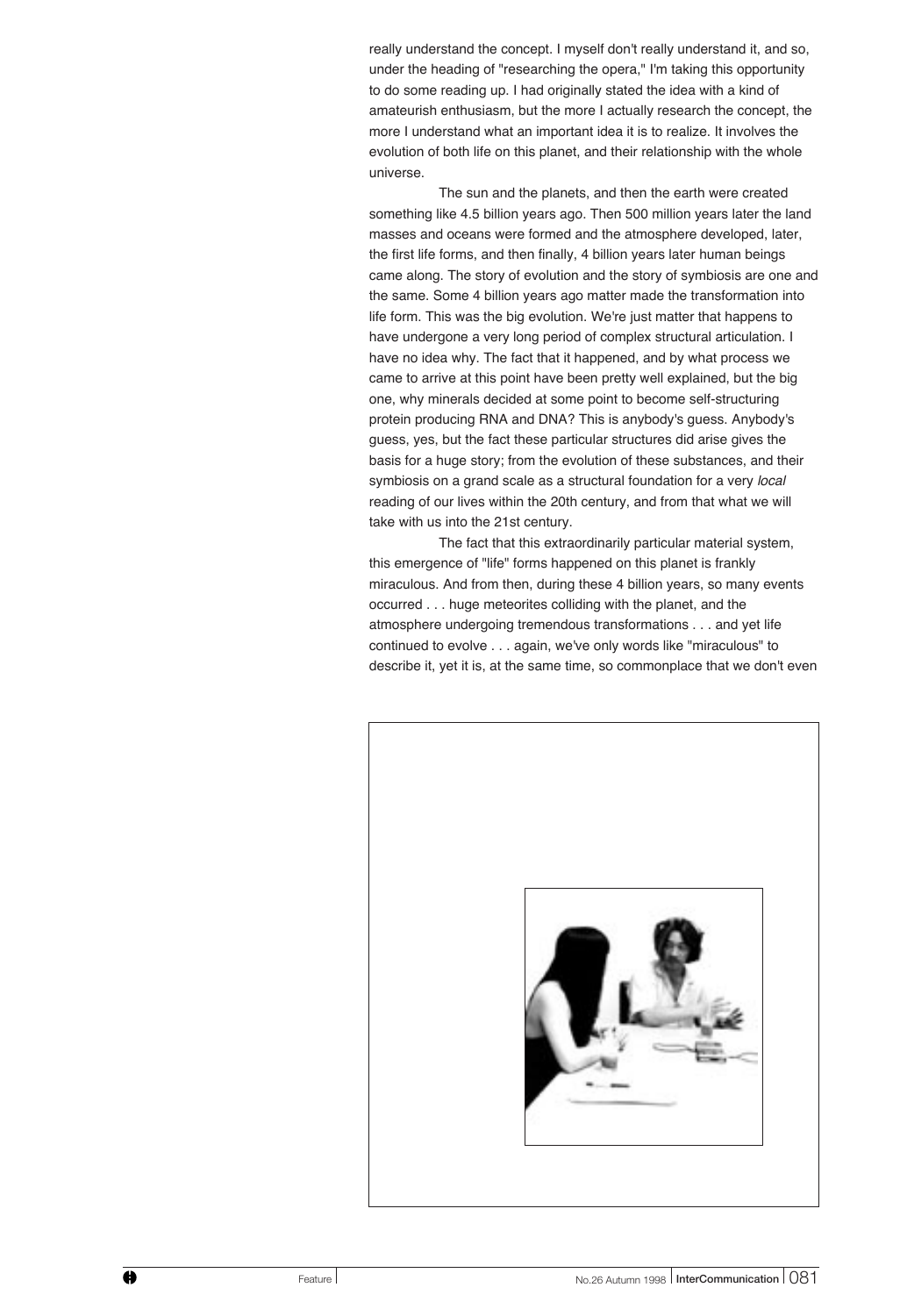really understand the concept. I myself don't really understand it, and so, under the heading of "researching the opera," I'm taking this opportunity to do some reading up. I had originally stated the idea with a kind of amateurish enthusiasm, but the more I actually research the concept, the more I understand what an important idea it is to realize. It involves the evolution of both life on this planet, and their relationship with the whole universe.

The sun and the planets, and then the earth were created something like 4.5 billion years ago. Then 500 million years later the land masses and oceans were formed and the atmosphere developed, later, the first life forms, and then finally, 4 billion years later human beings came along. The story of evolution and the story of symbiosis are one and the same. Some 4 billion years ago matter made the transformation into life form. This was the big evolution. We're just matter that happens to have undergone a very long period of complex structural articulation. I have no idea why. The fact that it happened, and by what process we came to arrive at this point have been pretty well explained, but the big one, why minerals decided at some point to become self-structuring protein producing RNA and DNA? This is anybody's guess. Anybody's guess, yes, but the fact these particular structures did arise gives the basis for a huge story; from the evolution of these substances, and their symbiosis on a grand scale as a structural foundation for a very *local* reading of our lives within the 20th century, and from that what we will take with us into the 21st century.

The fact that this extraordinarily particular material system, this emergence of "life" forms happened on this planet is frankly miraculous. And from then, during these 4 billion years, so many events occurred . . . huge meteorites colliding with the planet, and the atmosphere undergoing tremendous transformations . . . and yet life continued to evolve . . . again, we've only words like "miraculous" to describe it, yet it is, at the same time, so commonplace that we don't even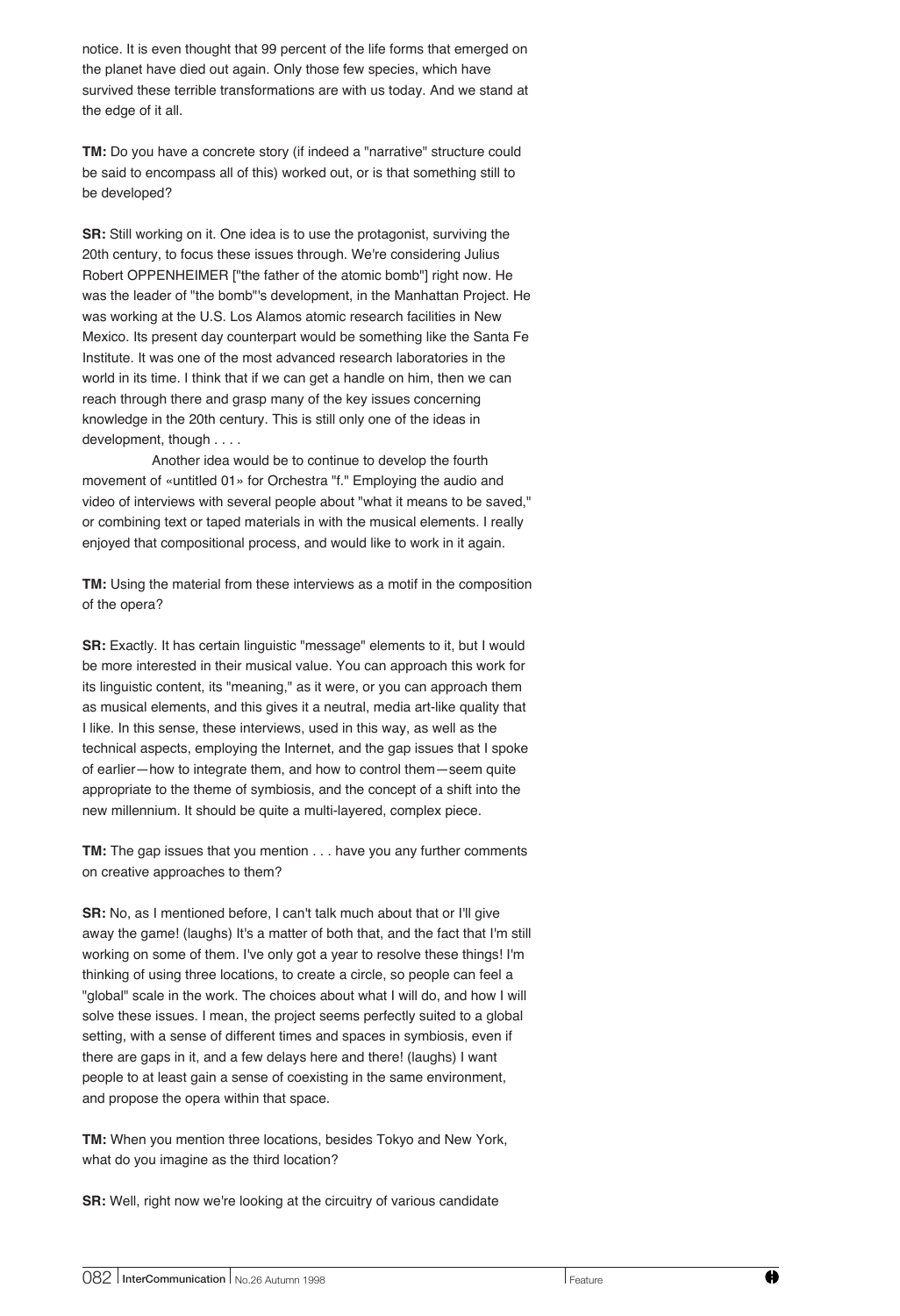notice. It is even thought that 99 percent of the life forms that emerged on the planet have died out again. Only those few species, which have survived these terrible transformations are with us today. And we stand at the edge of it all.

**TM:** Do you have a concrete story (if indeed a "narrative" structure could be said to encompass all of this) worked out, or is that something still to be developed?

**SR:** Still working on it. One idea is to use the protagonist, surviving the 20th century, to focus these issues through. We're considering Julius Robert OPPENHEIMER ["the father of the atomic bomb"] right now. He was the leader of "the bomb"'s development, in the Manhattan Project. He was working at the U.S. Los Alamos atomic research facilities in New Mexico. Its present day counterpart would be something like the Santa Fe Institute. It was one of the most advanced research laboratories in the world in its time. I think that if we can get a handle on him, then we can reach through there and grasp many of the key issues concerning knowledge in the 20th century. This is still only one of the ideas in development, though . . . .

Another idea would be to continue to develop the fourth movement of «untitled 01» for Orchestra "f." Employing the audio and video of interviews with several people about "what it means to be saved," or combining text or taped materials in with the musical elements. I really enjoyed that compositional process, and would like to work in it again.

**TM:** Using the material from these interviews as a motif in the composition of the opera?

**SR:** Exactly. It has certain linguistic "message" elements to it, but I would be more interested in their musical value. You can approach this work for its linguistic content, its "meaning," as it were, or you can approach them as musical elements, and this gives it a neutral, media art-like quality that I like. In this sense, these interviews, used in this way, as well as the technical aspects, employing the Internet, and the gap issues that I spoke of earlier—how to integrate them, and how to control them—seem quite appropriate to the theme of symbiosis, and the concept of a shift into the new millennium. It should be quite a multi-layered, complex piece.

**TM:** The gap issues that you mention . . . have you any further comments on creative approaches to them?

**SR:** No, as I mentioned before, I can't talk much about that or I'll give away the game! (laughs) It's a matter of both that, and the fact that I'm still working on some of them. I've only got a year to resolve these things! I'm thinking of using three locations, to create a circle, so people can feel a "global" scale in the work. The choices about what I will do, and how I will solve these issues. I mean, the project seems perfectly suited to a global setting, with a sense of different times and spaces in symbiosis, even if there are gaps in it, and a few delays here and there! (laughs) I want people to at least gain a sense of coexisting in the same environment, and propose the opera within that space.

**TM:** When you mention three locations, besides Tokyo and New York, what do you imagine as the third location?

**SR:** Well, right now we're looking at the circuitry of various candidate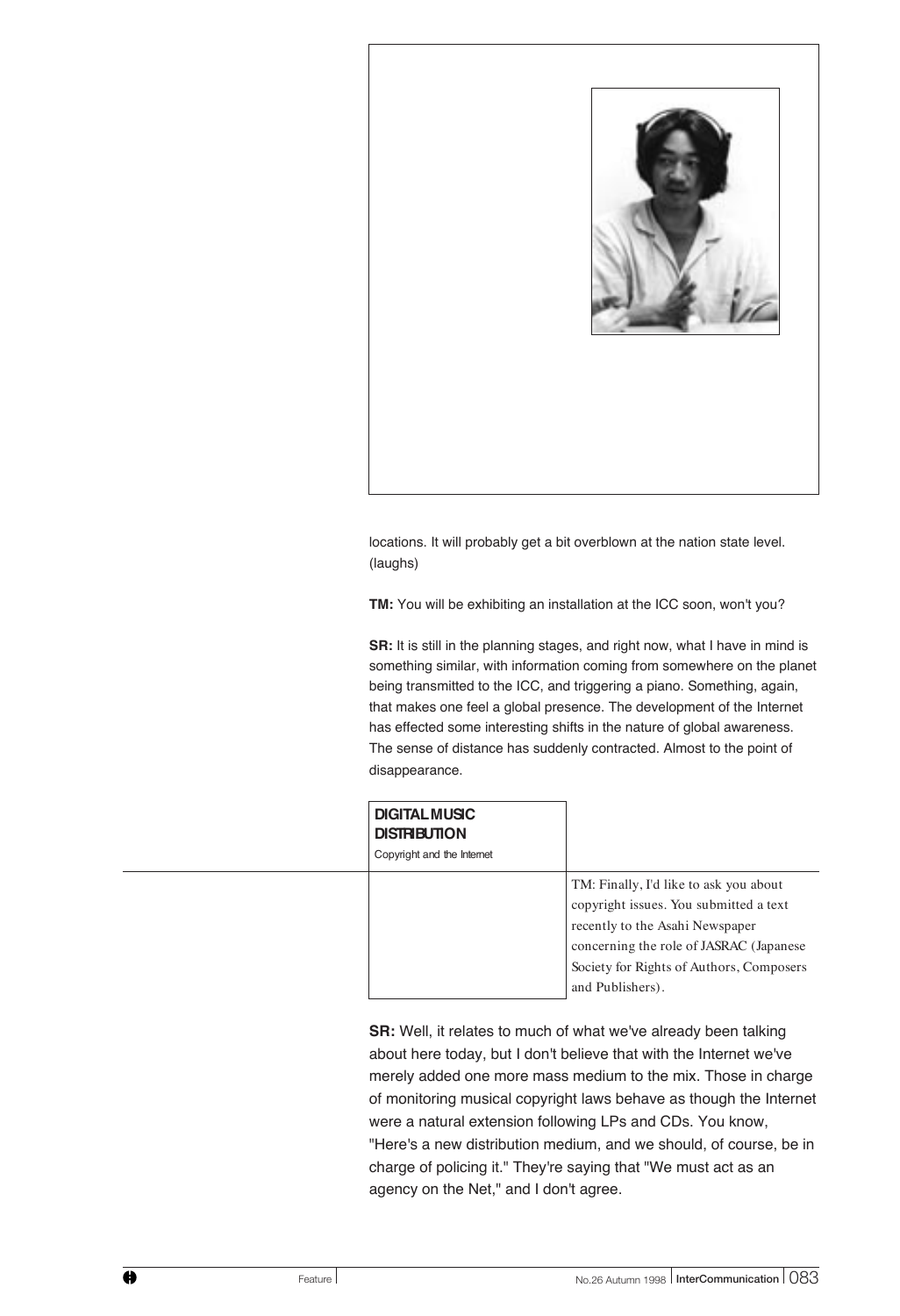locations. It will probably get a bit overblown at the nation state level. (laughs)

**TM:** You will be exhibiting an installation at the ICC soon, won't you?

**SR:** It is still in the planning stages, and right now, what I have in mind is something similar, with information coming from somewhere on the planet being transmitted to the ICC, and triggering a piano. Something, again, that makes one feel a global presence. The development of the Internet has effected some interesting shifts in the nature of global awareness. The sense of distance has suddenly contracted. Almost to the point of disappearance.

## DIGITAL MUSIC DISTRIBUTION

Copyright and the Internet

TM: Finally, I'd like to ask you about copyright issues. You submitted a text recently to the Asahi Newspaper concerning the role of JASRAC (Japanese Society for Rights of Authors, Composers and Publishers).

**SR:** Well, it relates to much of what we've already been talking about here today, but I don't believe that with the Internet we've merely added one more mass medium to the mix. Those in charge of monitoring musical copyright laws behave as though the Internet were a natural extension following LPs and CDs. You know, "Here's a new distribution medium, and we should, of course, be in charge of policing it." They're saying that "We must act as an agency on the Net," and I don't agree.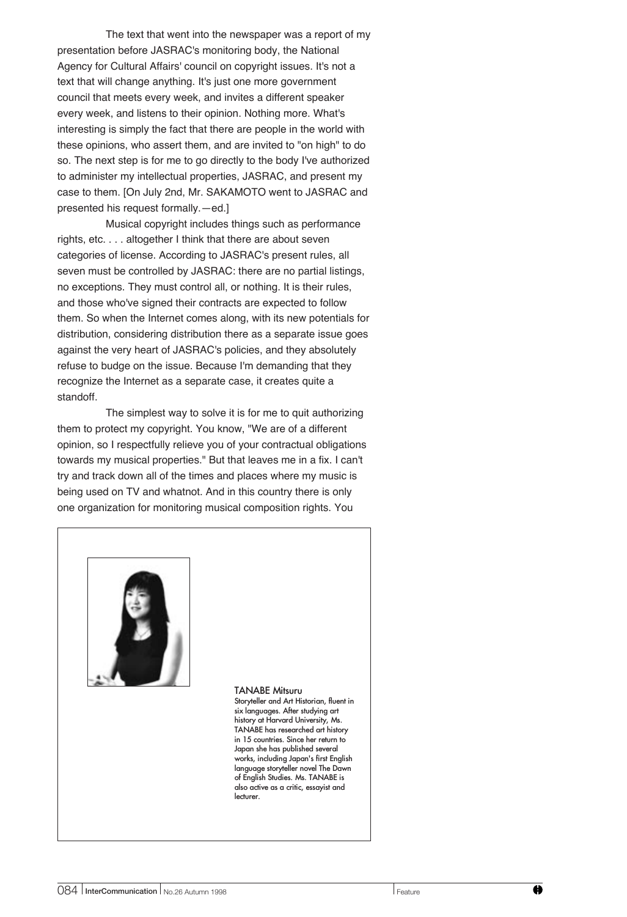The text that went into the newspaper was a report of my presentation before JASRAC's monitoring body, the National Agency for Cultural Affairs' council on copyright issues. It's not a text that will change anything. It's just one more government council that meets every week, and invites a different speaker every week, and listens to their opinion. Nothing more. What's interesting is simply the fact that there are people in the world with these opinions, who assert them, and are invited to "on high" to do so. The next step is for me to go directly to the body I've authorized to administer my intellectual properties, JASRAC, and present my case to them. [On July 2nd, Mr. SAKAMOTO went to JASRAC and presented his request formally.—ed.]

Musical copyright includes things such as performance rights, etc. . . . altogether I think that there are about seven categories of license. According to JASRAC's present rules, all seven must be controlled by JASRAC: there are no partial listings, no exceptions. They must control all, or nothing. It is their rules, and those who've signed their contracts are expected to follow them. So when the Internet comes along, with its new potentials for distribution, considering distribution there as a separate issue goes against the very heart of JASRAC's policies, and they absolutely refuse to budge on the issue. Because I'm demanding that they recognize the Internet as a separate case, it creates quite a standoff.

The simplest way to solve it is for me to quit authorizing them to protect my copyright. You know, "We are of a different opinion, so I respectfully relieve you of your contractual obligations towards my musical properties." But that leaves me in a fix. I can't try and track down all of the times and places where my music is being used on TV and whatnot. And in this country there is only one organization for monitoring musical composition rights. You

**TANABE Mitsuru**
Storyteller and Art Historian, fluent in six languages. After studying art history at Harvard University, Ms. TANABE has researched art history in 15 countries. Since her return to Japan she has published several works, including Japan's first English language storyteller novel The Dawn of English Studies. Ms. TANABE is also active as a critic, essayist and lecturer.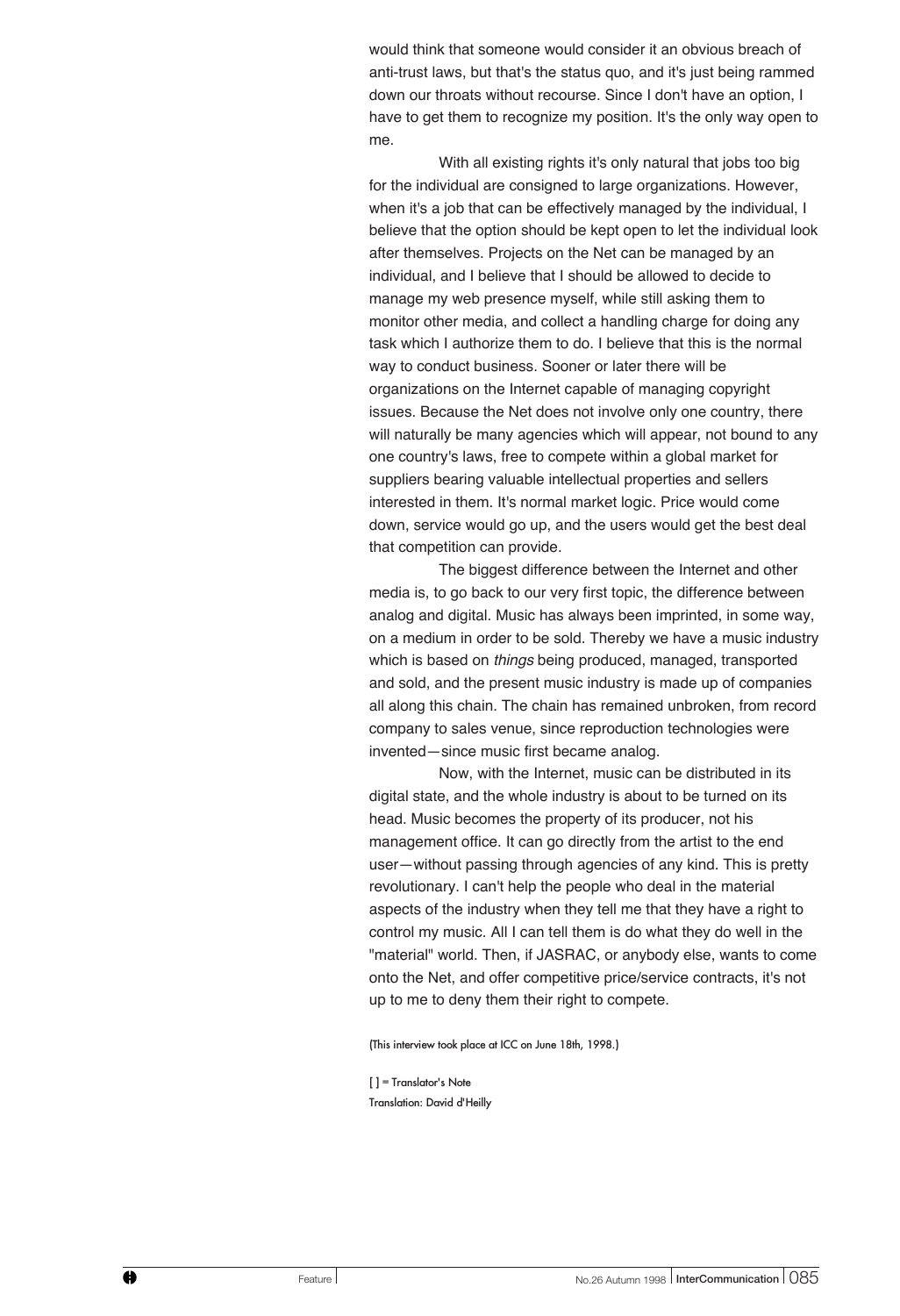would think that someone would consider it an obvious breach of anti-trust laws, but that's the status quo, and it's just being rammed down our throats without recourse. Since I don't have an option, I have to get them to recognize my position. It's the only way open to me.

With all existing rights it's only natural that jobs too big for the individual are consigned to large organizations. However, when it's a job that can be effectively managed by the individual, I believe that the option should be kept open to let the individual look after themselves. Projects on the Net can be managed by an individual, and I believe that I should be allowed to decide to manage my web presence myself, while still asking them to monitor other media, and collect a handling charge for doing any task which I authorize them to do. I believe that this is the normal way to conduct business. Sooner or later there will be organizations on the Internet capable of managing copyright issues. Because the Net does not involve only one country, there will naturally be many agencies which will appear, not bound to any one country's laws, free to compete within a global market for suppliers bearing valuable intellectual properties and sellers interested in them. It's normal market logic. Price would come down, service would go up, and the users would get the best deal that competition can provide.

The biggest difference between the Internet and other media is, to go back to our very first topic, the difference between analog and digital. Music has always been imprinted, in some way, on a medium in order to be sold. Thereby we have a music industry which is based on *things* being produced, managed, transported and sold, and the present music industry is made up of companies all along this chain. The chain has remained unbroken, from record company to sales venue, since reproduction technologies were invented—since music first became analog.

Now, with the Internet, music can be distributed in its digital state, and the whole industry is about to be turned on its head. Music becomes the property of its producer, not his management office. It can go directly from the artist to the end user—without passing through agencies of any kind. This is pretty revolutionary. I can't help the people who deal in the material aspects of the industry when they tell me that they have a right to control my music. All I can tell them is do what they do well in the "material" world. Then, if JASRAC, or anybody else, wants to come onto the Net, and offer competitive price/service contracts, it's not up to me to deny them their right to compete.

(This interview took place at ICC on June 18th, 1998.)

[ ] = Translator's Note
Translation: David d'Heilly